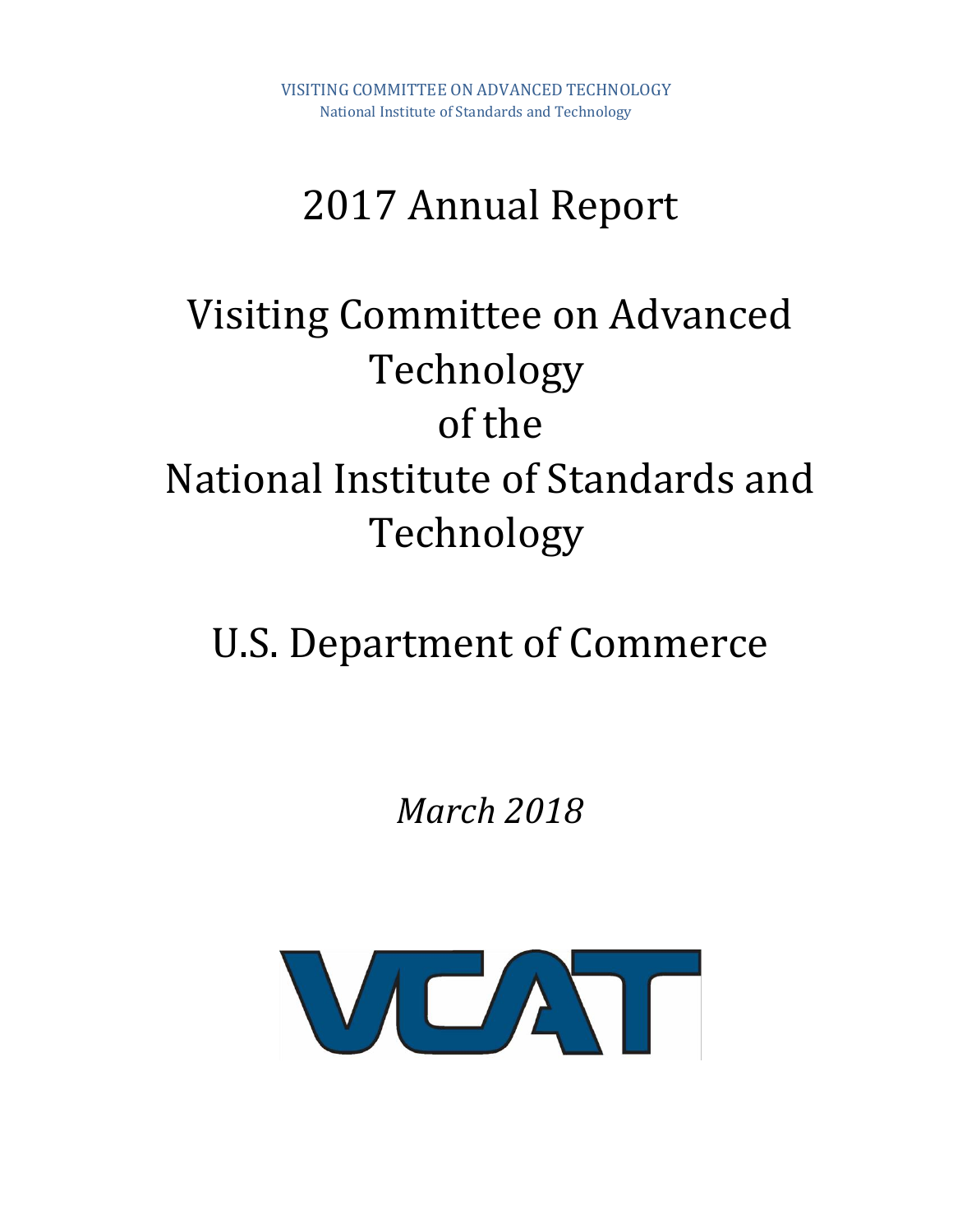VISITING COMMITTEE ON ADVANCED TECHNOLOGY
National Institute of Standards and Technology

# 2017 Annual Report

# Visiting Committee on Advanced Technology of the National Institute of Standards and Technology

# U.S. Department of Commerce

*March 2018*

VCAT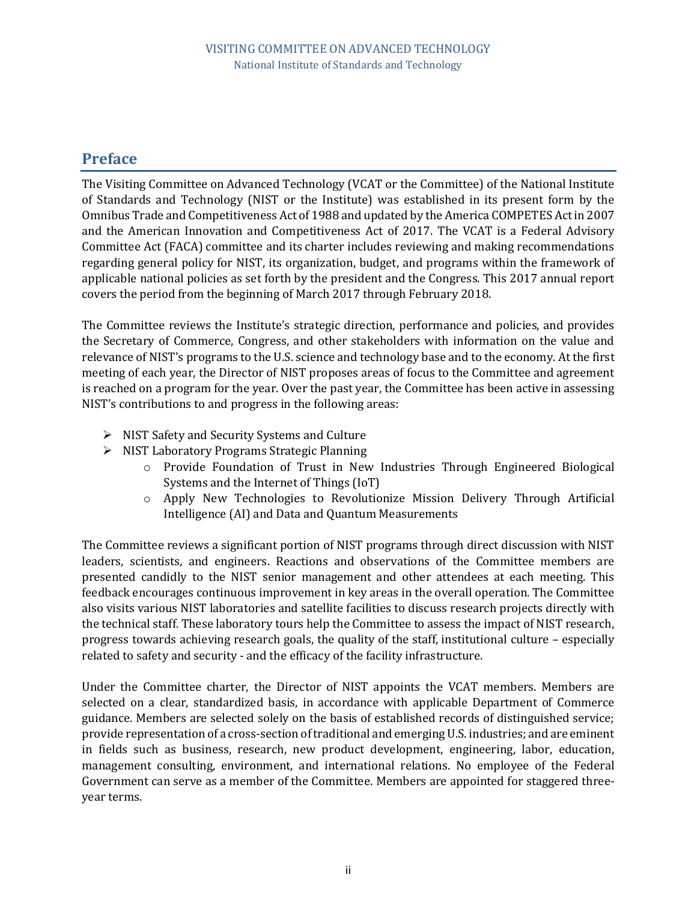## Preface

The Visiting Committee on Advanced Technology (VCAT or the Committee) of the National Institute of Standards and Technology (NIST or the Institute) was established in its present form by the Omnibus Trade and Competitiveness Act of 1988 and updated by the America COMPETES Act in 2007 and the American Innovation and Competitiveness Act of 2017. The VCAT is a Federal Advisory Committee Act (FACA) committee and its charter includes reviewing and making recommendations regarding general policy for NIST, its organization, budget, and programs within the framework of applicable national policies as set forth by the president and the Congress. This 2017 annual report covers the period from the beginning of March 2017 through February 2018.

The Committee reviews the Institute's strategic direction, performance and policies, and provides the Secretary of Commerce, Congress, and other stakeholders with information on the value and relevance of NIST's programs to the U.S. science and technology base and to the economy. At the first meeting of each year, the Director of NIST proposes areas of focus to the Committee and agreement is reached on a program for the year. Over the past year, the Committee has been active in assessing NIST's contributions to and progress in the following areas:

- NIST Safety and Security Systems and Culture
- NIST Laboratory Programs Strategic Planning
  - Provide Foundation of Trust in New Industries Through Engineered Biological Systems and the Internet of Things (IoT)
  - Apply New Technologies to Revolutionize Mission Delivery Through Artificial Intelligence (AI) and Data and Quantum Measurements

The Committee reviews a significant portion of NIST programs through direct discussion with NIST leaders, scientists, and engineers. Reactions and observations of the Committee members are presented candidly to the NIST senior management and other attendees at each meeting. This feedback encourages continuous improvement in key areas in the overall operation. The Committee also visits various NIST laboratories and satellite facilities to discuss research projects directly with the technical staff. These laboratory tours help the Committee to assess the impact of NIST research, progress towards achieving research goals, the quality of the staff, institutional culture – especially related to safety and security - and the efficacy of the facility infrastructure.

Under the Committee charter, the Director of NIST appoints the VCAT members. Members are selected on a clear, standardized basis, in accordance with applicable Department of Commerce guidance. Members are selected solely on the basis of established records of distinguished service; provide representation of a cross-section of traditional and emerging U.S. industries; and are eminent in fields such as business, research, new product development, engineering, labor, education, management consulting, environment, and international relations. No employee of the Federal Government can serve as a member of the Committee. Members are appointed for staggered three-year terms.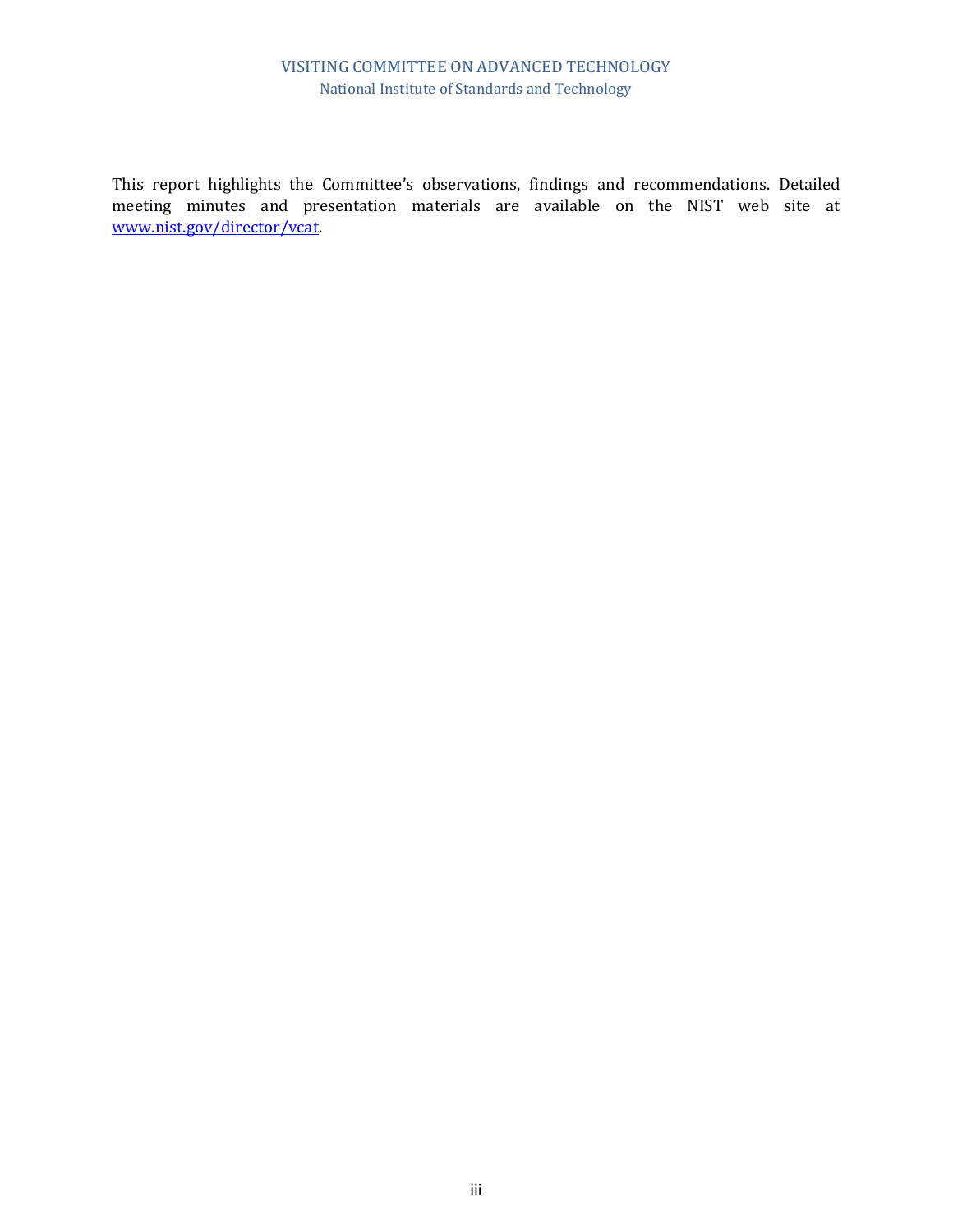This report highlights the Committee's observations, findings and recommendations. Detailed meeting minutes and presentation materials are available on the NIST web site at [www.nist.gov/director/vcat](www.nist.gov/director/vcat).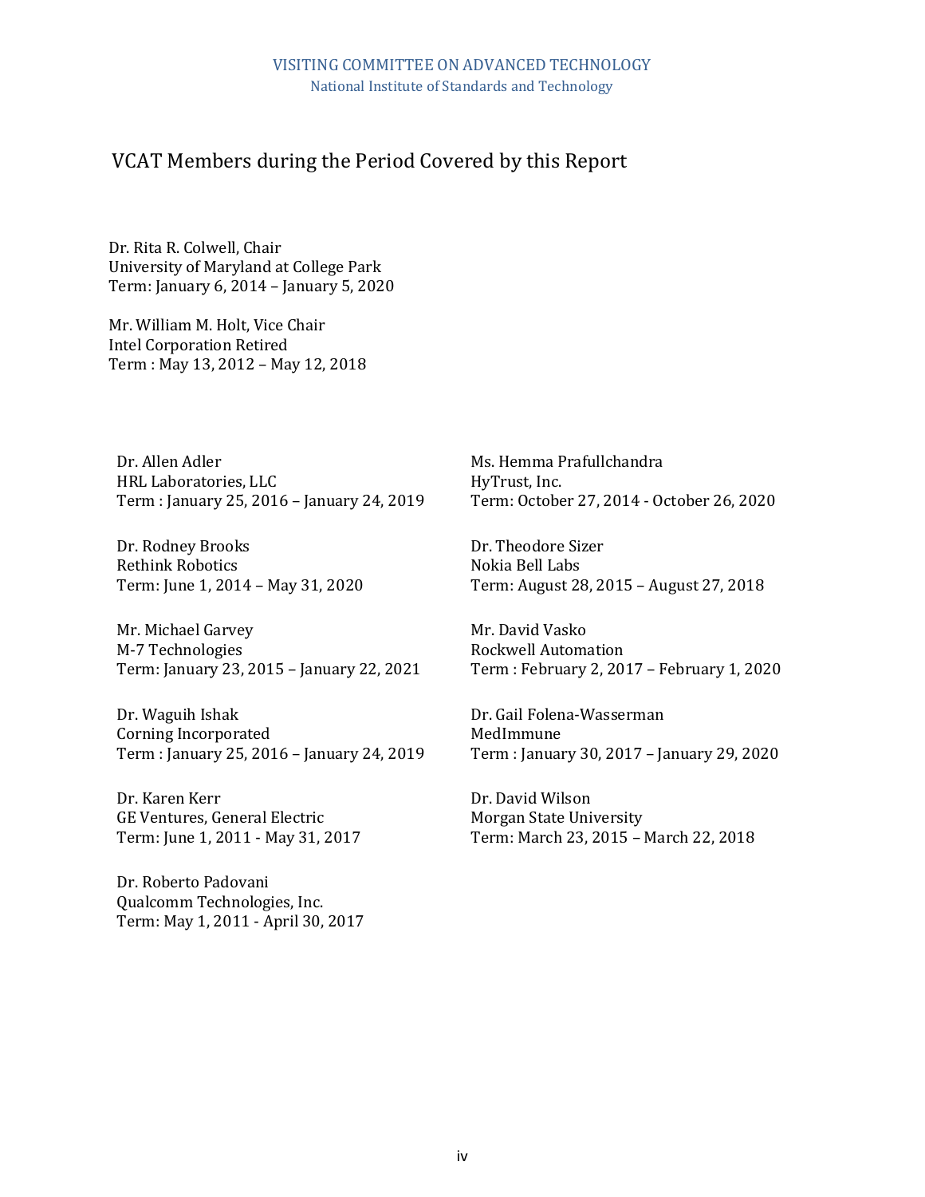VISITING COMMITTEE ON ADVANCED TECHNOLOGY
National Institute of Standards and Technology

## VCAT Members during the Period Covered by this Report

Dr. Rita R. Colwell, Chair
University of Maryland at College Park
Term: January 6, 2014 – January 5, 2020

Mr. William M. Holt, Vice Chair
Intel Corporation Retired
Term : May 13, 2012 – May 12, 2018

Dr. Allen Adler
HRL Laboratories, LLC
Term : January 25, 2016 – January 24, 2019

Dr. Rodney Brooks
Rethink Robotics
Term: June 1, 2014 – May 31, 2020

Mr. Michael Garvey
M-7 Technologies
Term: January 23, 2015 – January 22, 2021

Dr. Waguih Ishak
Corning Incorporated
Term : January 25, 2016 – January 24, 2019

Dr. Karen Kerr
GE Ventures, General Electric
Term: June 1, 2011 - May 31, 2017

Dr. Roberto Padovani
Qualcomm Technologies, Inc.
Term: May 1, 2011 - April 30, 2017

Ms. Hemma Prafullchandra
HyTrust, Inc.
Term: October 27, 2014 - October 26, 2020

Dr. Theodore Sizer
Nokia Bell Labs
Term: August 28, 2015 – August 27, 2018

Mr. David Vasko
Rockwell Automation
Term : February 2, 2017 – February 1, 2020

Dr. Gail Folena-Wasserman
MedImmune
Term : January 30, 2017 – January 29, 2020

Dr. David Wilson
Morgan State University
Term: March 23, 2015 – March 22, 2018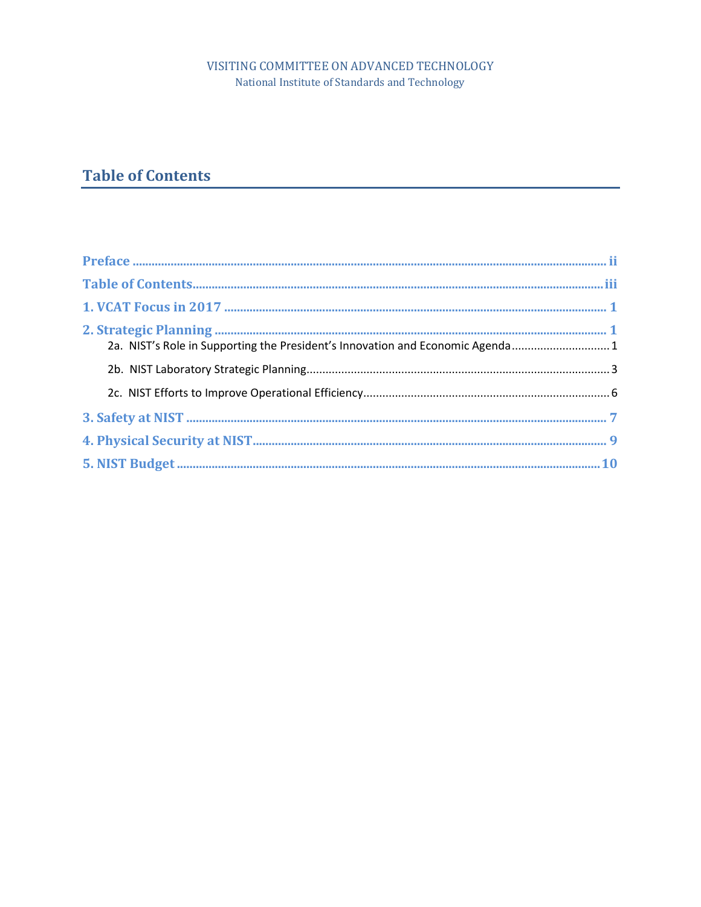VISITING COMMITTEE ON ADVANCED TECHNOLOGY
National Institute of Standards and Technology

# Table of Contents

**Preface** .......... ii

**Table of Contents** .......... iii

**1. VCAT Focus in 2017** .......... 1

**2. Strategic Planning** .......... 1

- 2a. NIST's Role in Supporting the President's Innovation and Economic Agenda .......... 1
- 2b. NIST Laboratory Strategic Planning .......... 3
- 2c. NIST Efforts to Improve Operational Efficiency .......... 6

**3. Safety at NIST** .......... 7

**4. Physical Security at NIST** .......... 9

**5. NIST Budget** .......... 10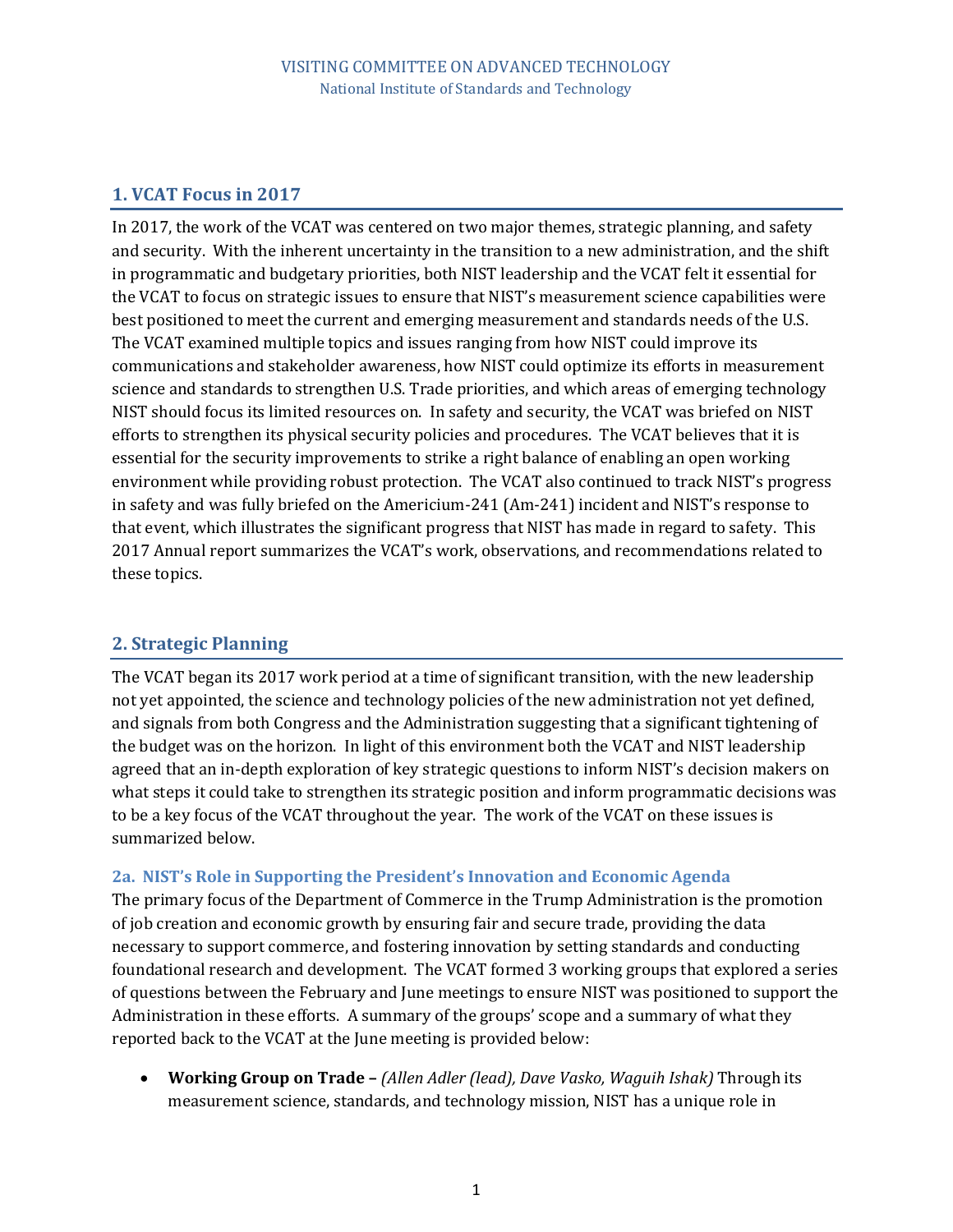## 1. VCAT Focus in 2017

In 2017, the work of the VCAT was centered on two major themes, strategic planning, and safety and security. With the inherent uncertainty in the transition to a new administration, and the shift in programmatic and budgetary priorities, both NIST leadership and the VCAT felt it essential for the VCAT to focus on strategic issues to ensure that NIST's measurement science capabilities were best positioned to meet the current and emerging measurement and standards needs of the U.S. The VCAT examined multiple topics and issues ranging from how NIST could improve its communications and stakeholder awareness, how NIST could optimize its efforts in measurement science and standards to strengthen U.S. Trade priorities, and which areas of emerging technology NIST should focus its limited resources on. In safety and security, the VCAT was briefed on NIST efforts to strengthen its physical security policies and procedures. The VCAT believes that it is essential for the security improvements to strike a right balance of enabling an open working environment while providing robust protection. The VCAT also continued to track NIST's progress in safety and was fully briefed on the Americium-241 (Am-241) incident and NIST's response to that event, which illustrates the significant progress that NIST has made in regard to safety. This 2017 Annual report summarizes the VCAT's work, observations, and recommendations related to these topics.

## 2. Strategic Planning

The VCAT began its 2017 work period at a time of significant transition, with the new leadership not yet appointed, the science and technology policies of the new administration not yet defined, and signals from both Congress and the Administration suggesting that a significant tightening of the budget was on the horizon. In light of this environment both the VCAT and NIST leadership agreed that an in-depth exploration of key strategic questions to inform NIST's decision makers on what steps it could take to strengthen its strategic position and inform programmatic decisions was to be a key focus of the VCAT throughout the year. The work of the VCAT on these issues is summarized below.

### 2a. NIST's Role in Supporting the President's Innovation and Economic Agenda

The primary focus of the Department of Commerce in the Trump Administration is the promotion of job creation and economic growth by ensuring fair and secure trade, providing the data necessary to support commerce, and fostering innovation by setting standards and conducting foundational research and development. The VCAT formed 3 working groups that explored a series of questions between the February and June meetings to ensure NIST was positioned to support the Administration in these efforts. A summary of the groups' scope and a summary of what they reported back to the VCAT at the June meeting is provided below:

- **Working Group on Trade –** *(Allen Adler (lead), Dave Vasko, Waguih Ishak)* Through its measurement science, standards, and technology mission, NIST has a unique role in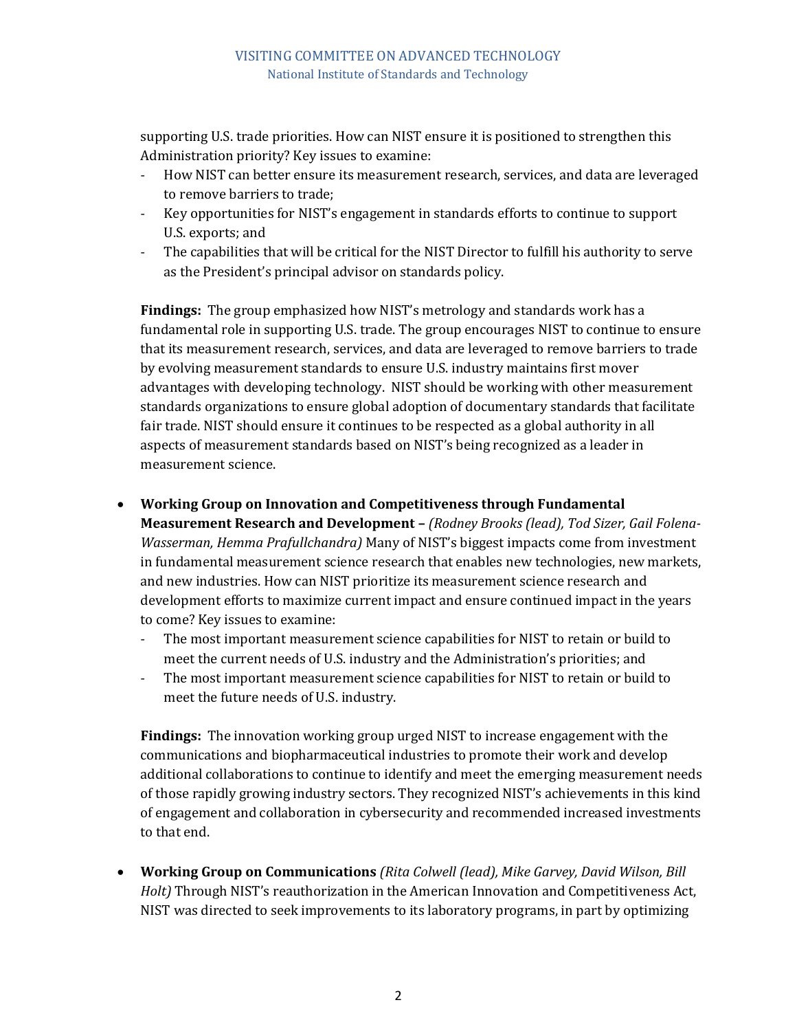supporting U.S. trade priorities. How can NIST ensure it is positioned to strengthen this Administration priority? Key issues to examine:

- How NIST can better ensure its measurement research, services, and data are leveraged to remove barriers to trade;
- Key opportunities for NIST's engagement in standards efforts to continue to support U.S. exports; and
- The capabilities that will be critical for the NIST Director to fulfill his authority to serve as the President's principal advisor on standards policy.

**Findings:** The group emphasized how NIST's metrology and standards work has a fundamental role in supporting U.S. trade. The group encourages NIST to continue to ensure that its measurement research, services, and data are leveraged to remove barriers to trade by evolving measurement standards to ensure U.S. industry maintains first mover advantages with developing technology. NIST should be working with other measurement standards organizations to ensure global adoption of documentary standards that facilitate fair trade. NIST should ensure it continues to be respected as a global authority in all aspects of measurement standards based on NIST's being recognized as a leader in measurement science.

- **Working Group on Innovation and Competitiveness through Fundamental Measurement Research and Development –** *(Rodney Brooks (lead), Tod Sizer, Gail Folena-Wasserman, Hemma Prafullchandra)* Many of NIST's biggest impacts come from investment in fundamental measurement science research that enables new technologies, new markets, and new industries. How can NIST prioritize its measurement science research and development efforts to maximize current impact and ensure continued impact in the years to come? Key issues to examine:
  - The most important measurement science capabilities for NIST to retain or build to meet the current needs of U.S. industry and the Administration's priorities; and
  - The most important measurement science capabilities for NIST to retain or build to meet the future needs of U.S. industry.

  **Findings:** The innovation working group urged NIST to increase engagement with the communications and biopharmaceutical industries to promote their work and develop additional collaborations to continue to identify and meet the emerging measurement needs of those rapidly growing industry sectors. They recognized NIST's achievements in this kind of engagement and collaboration in cybersecurity and recommended increased investments to that end.

- **Working Group on Communications** *(Rita Colwell (lead), Mike Garvey, David Wilson, Bill Holt)* Through NIST's reauthorization in the American Innovation and Competitiveness Act, NIST was directed to seek improvements to its laboratory programs, in part by optimizing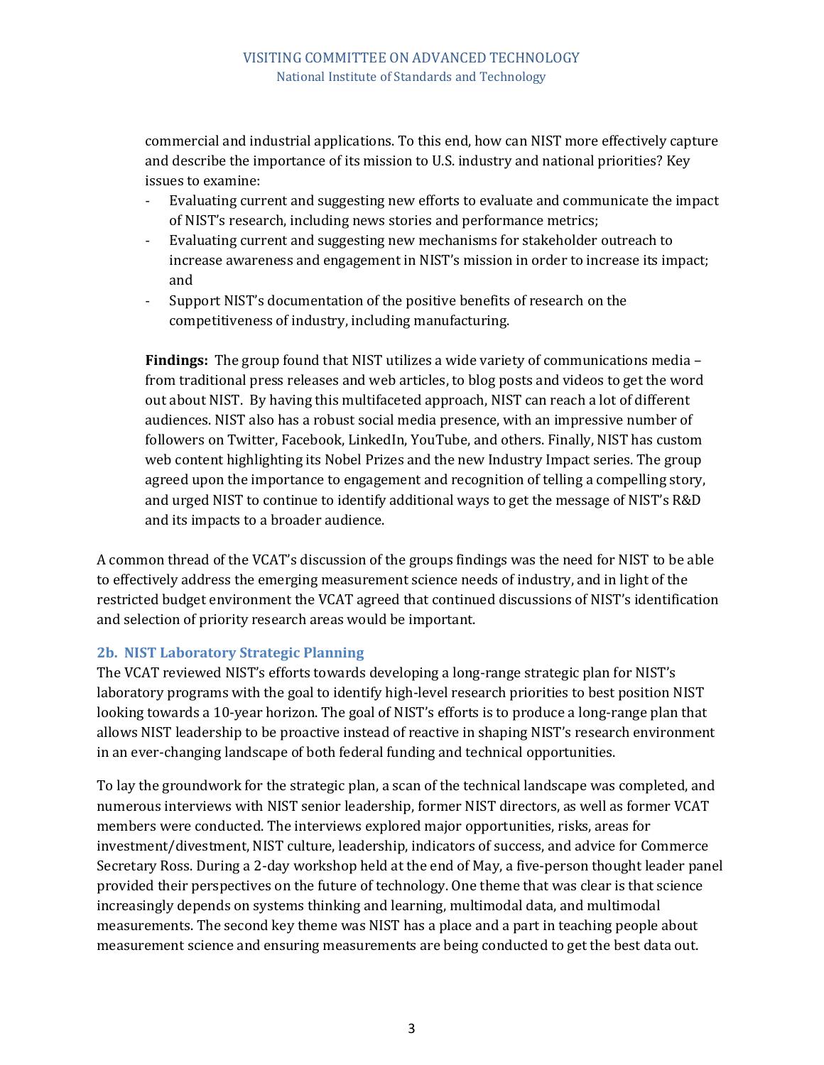commercial and industrial applications. To this end, how can NIST more effectively capture and describe the importance of its mission to U.S. industry and national priorities? Key issues to examine:

- Evaluating current and suggesting new efforts to evaluate and communicate the impact of NIST's research, including news stories and performance metrics;
- Evaluating current and suggesting new mechanisms for stakeholder outreach to increase awareness and engagement in NIST's mission in order to increase its impact; and
- Support NIST's documentation of the positive benefits of research on the competitiveness of industry, including manufacturing.

**Findings:** The group found that NIST utilizes a wide variety of communications media – from traditional press releases and web articles, to blog posts and videos to get the word out about NIST. By having this multifaceted approach, NIST can reach a lot of different audiences. NIST also has a robust social media presence, with an impressive number of followers on Twitter, Facebook, LinkedIn, YouTube, and others. Finally, NIST has custom web content highlighting its Nobel Prizes and the new Industry Impact series. The group agreed upon the importance to engagement and recognition of telling a compelling story, and urged NIST to continue to identify additional ways to get the message of NIST's R&D and its impacts to a broader audience.

A common thread of the VCAT's discussion of the groups findings was the need for NIST to be able to effectively address the emerging measurement science needs of industry, and in light of the restricted budget environment the VCAT agreed that continued discussions of NIST's identification and selection of priority research areas would be important.

### 2b. NIST Laboratory Strategic Planning

The VCAT reviewed NIST's efforts towards developing a long-range strategic plan for NIST's laboratory programs with the goal to identify high-level research priorities to best position NIST looking towards a 10-year horizon. The goal of NIST's efforts is to produce a long-range plan that allows NIST leadership to be proactive instead of reactive in shaping NIST's research environment in an ever-changing landscape of both federal funding and technical opportunities.

To lay the groundwork for the strategic plan, a scan of the technical landscape was completed, and numerous interviews with NIST senior leadership, former NIST directors, as well as former VCAT members were conducted. The interviews explored major opportunities, risks, areas for investment/divestment, NIST culture, leadership, indicators of success, and advice for Commerce Secretary Ross. During a 2-day workshop held at the end of May, a five-person thought leader panel provided their perspectives on the future of technology. One theme that was clear is that science increasingly depends on systems thinking and learning, multimodal data, and multimodal measurements. The second key theme was NIST has a place and a part in teaching people about measurement science and ensuring measurements are being conducted to get the best data out.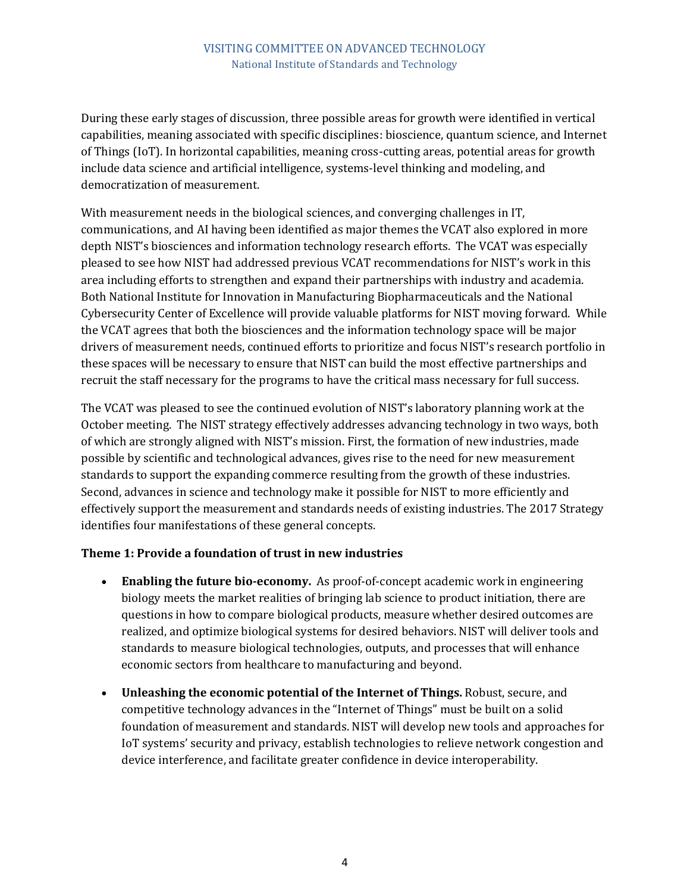During these early stages of discussion, three possible areas for growth were identified in vertical capabilities, meaning associated with specific disciplines: bioscience, quantum science, and Internet of Things (IoT). In horizontal capabilities, meaning cross-cutting areas, potential areas for growth include data science and artificial intelligence, systems-level thinking and modeling, and democratization of measurement.

With measurement needs in the biological sciences, and converging challenges in IT, communications, and AI having been identified as major themes the VCAT also explored in more depth NIST's biosciences and information technology research efforts. The VCAT was especially pleased to see how NIST had addressed previous VCAT recommendations for NIST's work in this area including efforts to strengthen and expand their partnerships with industry and academia. Both National Institute for Innovation in Manufacturing Biopharmaceuticals and the National Cybersecurity Center of Excellence will provide valuable platforms for NIST moving forward. While the VCAT agrees that both the biosciences and the information technology space will be major drivers of measurement needs, continued efforts to prioritize and focus NIST's research portfolio in these spaces will be necessary to ensure that NIST can build the most effective partnerships and recruit the staff necessary for the programs to have the critical mass necessary for full success.

The VCAT was pleased to see the continued evolution of NIST's laboratory planning work at the October meeting. The NIST strategy effectively addresses advancing technology in two ways, both of which are strongly aligned with NIST's mission. First, the formation of new industries, made possible by scientific and technological advances, gives rise to the need for new measurement standards to support the expanding commerce resulting from the growth of these industries. Second, advances in science and technology make it possible for NIST to more efficiently and effectively support the measurement and standards needs of existing industries. The 2017 Strategy identifies four manifestations of these general concepts.

**Theme 1: Provide a foundation of trust in new industries**

- **Enabling the future bio-economy.** As proof-of-concept academic work in engineering biology meets the market realities of bringing lab science to product initiation, there are questions in how to compare biological products, measure whether desired outcomes are realized, and optimize biological systems for desired behaviors. NIST will deliver tools and standards to measure biological technologies, outputs, and processes that will enhance economic sectors from healthcare to manufacturing and beyond.

- **Unleashing the economic potential of the Internet of Things.** Robust, secure, and competitive technology advances in the "Internet of Things" must be built on a solid foundation of measurement and standards. NIST will develop new tools and approaches for IoT systems' security and privacy, establish technologies to relieve network congestion and device interference, and facilitate greater confidence in device interoperability.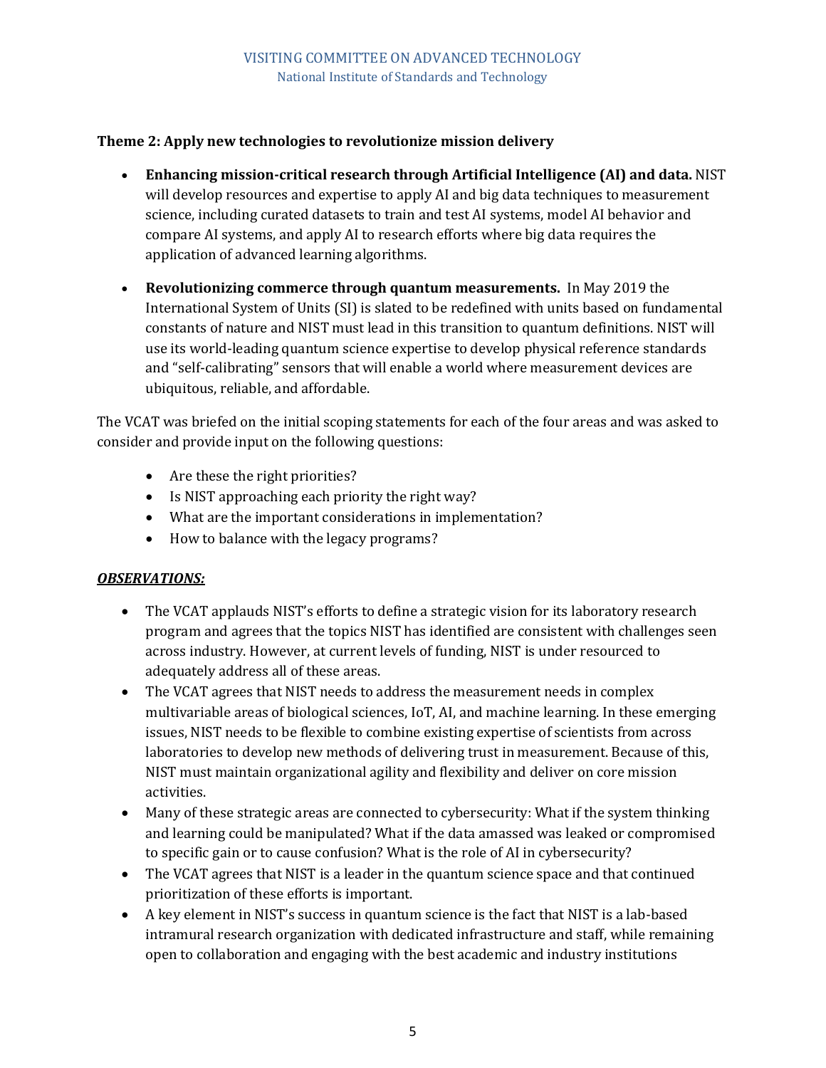**Theme 2: Apply new technologies to revolutionize mission delivery**

- **Enhancing mission-critical research through Artificial Intelligence (AI) and data.** NIST will develop resources and expertise to apply AI and big data techniques to measurement science, including curated datasets to train and test AI systems, model AI behavior and compare AI systems, and apply AI to research efforts where big data requires the application of advanced learning algorithms.

- **Revolutionizing commerce through quantum measurements.** In May 2019 the International System of Units (SI) is slated to be redefined with units based on fundamental constants of nature and NIST must lead in this transition to quantum definitions. NIST will use its world-leading quantum science expertise to develop physical reference standards and "self-calibrating" sensors that will enable a world where measurement devices are ubiquitous, reliable, and affordable.

The VCAT was briefed on the initial scoping statements for each of the four areas and was asked to consider and provide input on the following questions:

- Are these the right priorities?
- Is NIST approaching each priority the right way?
- What are the important considerations in implementation?
- How to balance with the legacy programs?

***OBSERVATIONS:***

- The VCAT applauds NIST's efforts to define a strategic vision for its laboratory research program and agrees that the topics NIST has identified are consistent with challenges seen across industry. However, at current levels of funding, NIST is under resourced to adequately address all of these areas.
- The VCAT agrees that NIST needs to address the measurement needs in complex multivariable areas of biological sciences, IoT, AI, and machine learning. In these emerging issues, NIST needs to be flexible to combine existing expertise of scientists from across laboratories to develop new methods of delivering trust in measurement. Because of this, NIST must maintain organizational agility and flexibility and deliver on core mission activities.
- Many of these strategic areas are connected to cybersecurity: What if the system thinking and learning could be manipulated? What if the data amassed was leaked or compromised to specific gain or to cause confusion? What is the role of AI in cybersecurity?
- The VCAT agrees that NIST is a leader in the quantum science space and that continued prioritization of these efforts is important.
- A key element in NIST's success in quantum science is the fact that NIST is a lab-based intramural research organization with dedicated infrastructure and staff, while remaining open to collaboration and engaging with the best academic and industry institutions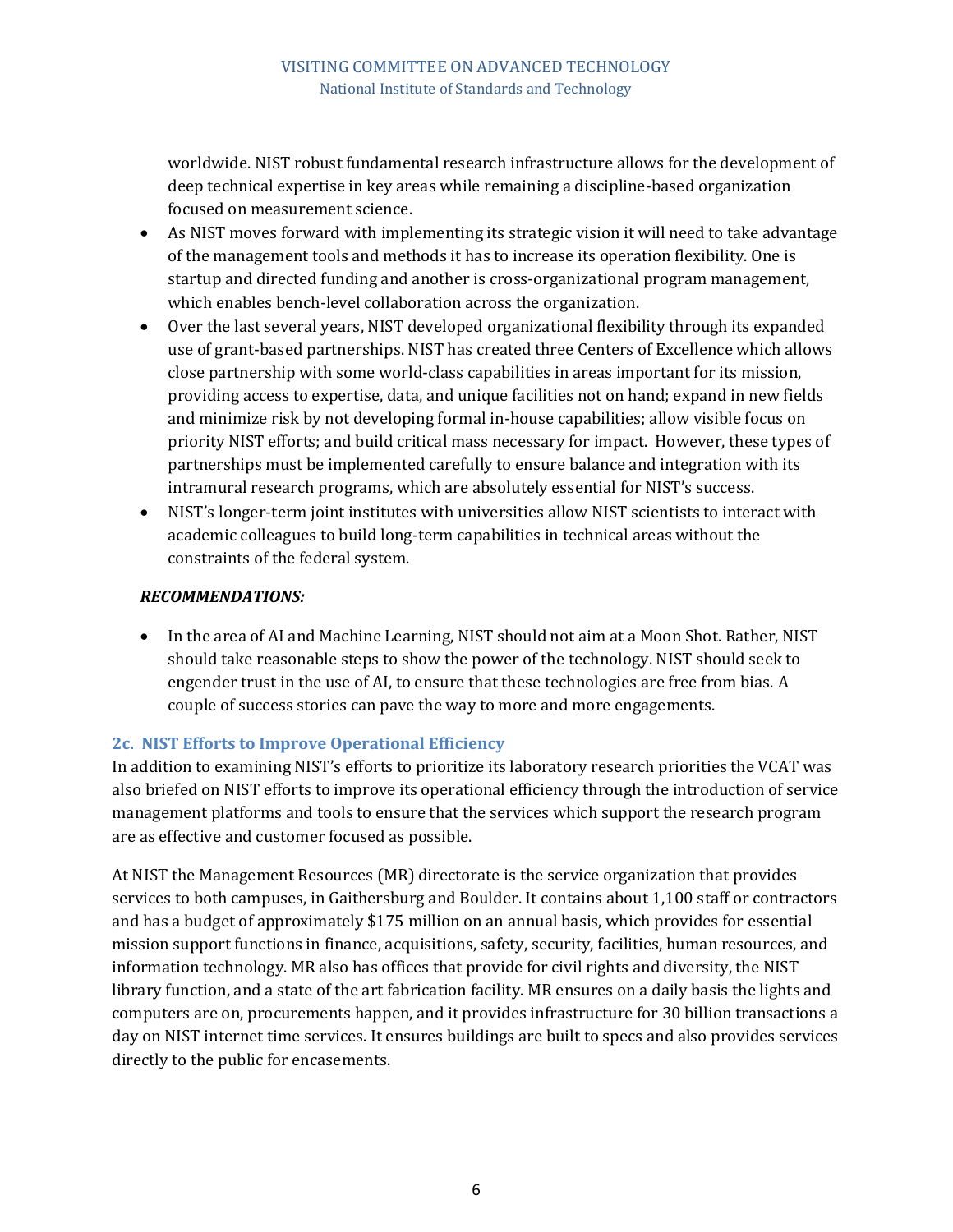worldwide. NIST robust fundamental research infrastructure allows for the development of deep technical expertise in key areas while remaining a discipline-based organization focused on measurement science.

- As NIST moves forward with implementing its strategic vision it will need to take advantage of the management tools and methods it has to increase its operation flexibility. One is startup and directed funding and another is cross-organizational program management, which enables bench-level collaboration across the organization.
- Over the last several years, NIST developed organizational flexibility through its expanded use of grant-based partnerships. NIST has created three Centers of Excellence which allows close partnership with some world-class capabilities in areas important for its mission, providing access to expertise, data, and unique facilities not on hand; expand in new fields and minimize risk by not developing formal in-house capabilities; allow visible focus on priority NIST efforts; and build critical mass necessary for impact. However, these types of partnerships must be implemented carefully to ensure balance and integration with its intramural research programs, which are absolutely essential for NIST's success.
- NIST's longer-term joint institutes with universities allow NIST scientists to interact with academic colleagues to build long-term capabilities in technical areas without the constraints of the federal system.

***RECOMMENDATIONS:***

- In the area of AI and Machine Learning, NIST should not aim at a Moon Shot. Rather, NIST should take reasonable steps to show the power of the technology. NIST should seek to engender trust in the use of AI, to ensure that these technologies are free from bias. A couple of success stories can pave the way to more and more engagements.

### 2c. NIST Efforts to Improve Operational Efficiency

In addition to examining NIST's efforts to prioritize its laboratory research priorities the VCAT was also briefed on NIST efforts to improve its operational efficiency through the introduction of service management platforms and tools to ensure that the services which support the research program are as effective and customer focused as possible.

At NIST the Management Resources (MR) directorate is the service organization that provides services to both campuses, in Gaithersburg and Boulder. It contains about 1,100 staff or contractors and has a budget of approximately $175 million on an annual basis, which provides for essential mission support functions in finance, acquisitions, safety, security, facilities, human resources, and information technology. MR also has offices that provide for civil rights and diversity, the NIST library function, and a state of the art fabrication facility. MR ensures on a daily basis the lights and computers are on, procurements happen, and it provides infrastructure for 30 billion transactions a day on NIST internet time services. It ensures buildings are built to specs and also provides services directly to the public for encasements.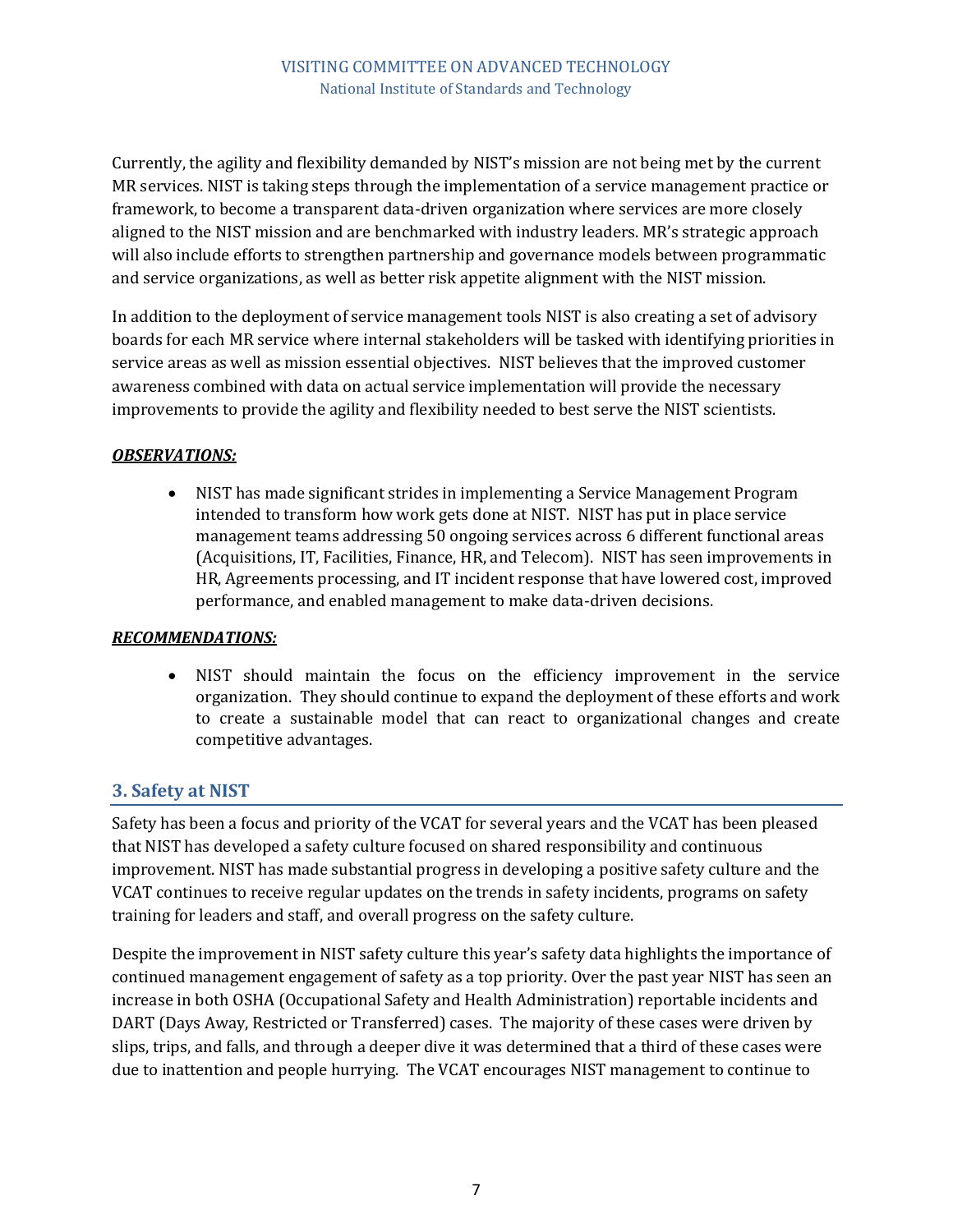Currently, the agility and flexibility demanded by NIST's mission are not being met by the current MR services. NIST is taking steps through the implementation of a service management practice or framework, to become a transparent data-driven organization where services are more closely aligned to the NIST mission and are benchmarked with industry leaders. MR's strategic approach will also include efforts to strengthen partnership and governance models between programmatic and service organizations, as well as better risk appetite alignment with the NIST mission.

In addition to the deployment of service management tools NIST is also creating a set of advisory boards for each MR service where internal stakeholders will be tasked with identifying priorities in service areas as well as mission essential objectives. NIST believes that the improved customer awareness combined with data on actual service implementation will provide the necessary improvements to provide the agility and flexibility needed to best serve the NIST scientists.

***OBSERVATIONS:***

- NIST has made significant strides in implementing a Service Management Program intended to transform how work gets done at NIST. NIST has put in place service management teams addressing 50 ongoing services across 6 different functional areas (Acquisitions, IT, Facilities, Finance, HR, and Telecom). NIST has seen improvements in HR, Agreements processing, and IT incident response that have lowered cost, improved performance, and enabled management to make data-driven decisions.

***RECOMMENDATIONS:***

- NIST should maintain the focus on the efficiency improvement in the service organization. They should continue to expand the deployment of these efforts and work to create a sustainable model that can react to organizational changes and create competitive advantages.

## 3. Safety at NIST

Safety has been a focus and priority of the VCAT for several years and the VCAT has been pleased that NIST has developed a safety culture focused on shared responsibility and continuous improvement. NIST has made substantial progress in developing a positive safety culture and the VCAT continues to receive regular updates on the trends in safety incidents, programs on safety training for leaders and staff, and overall progress on the safety culture.

Despite the improvement in NIST safety culture this year's safety data highlights the importance of continued management engagement of safety as a top priority. Over the past year NIST has seen an increase in both OSHA (Occupational Safety and Health Administration) reportable incidents and DART (Days Away, Restricted or Transferred) cases. The majority of these cases were driven by slips, trips, and falls, and through a deeper dive it was determined that a third of these cases were due to inattention and people hurrying. The VCAT encourages NIST management to continue to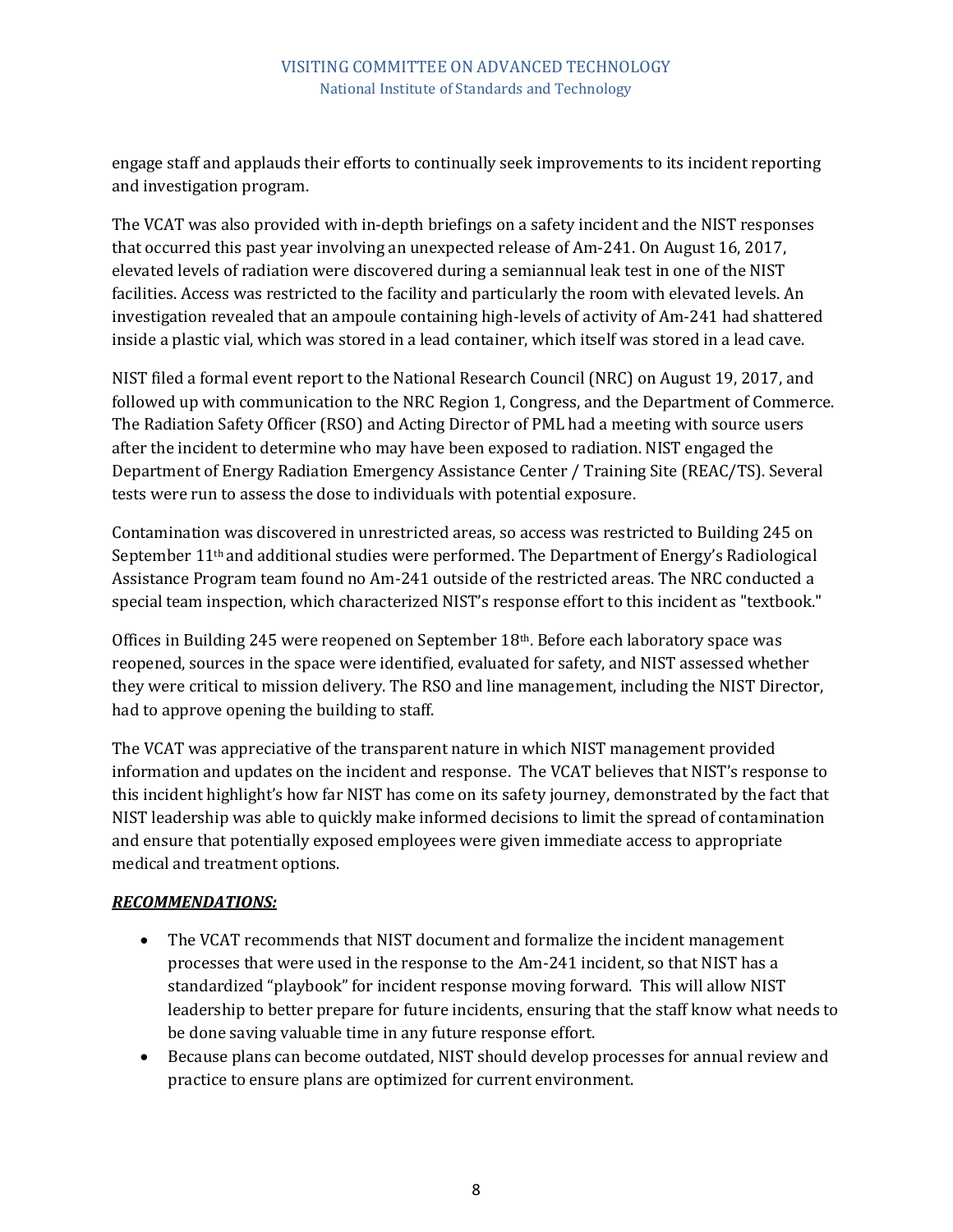engage staff and applauds their efforts to continually seek improvements to its incident reporting and investigation program.

The VCAT was also provided with in-depth briefings on a safety incident and the NIST responses that occurred this past year involving an unexpected release of Am-241. On August 16, 2017, elevated levels of radiation were discovered during a semiannual leak test in one of the NIST facilities. Access was restricted to the facility and particularly the room with elevated levels. An investigation revealed that an ampoule containing high-levels of activity of Am-241 had shattered inside a plastic vial, which was stored in a lead container, which itself was stored in a lead cave.

NIST filed a formal event report to the National Research Council (NRC) on August 19, 2017, and followed up with communication to the NRC Region 1, Congress, and the Department of Commerce. The Radiation Safety Officer (RSO) and Acting Director of PML had a meeting with source users after the incident to determine who may have been exposed to radiation. NIST engaged the Department of Energy Radiation Emergency Assistance Center / Training Site (REAC/TS). Several tests were run to assess the dose to individuals with potential exposure.

Contamination was discovered in unrestricted areas, so access was restricted to Building 245 on September 11th and additional studies were performed. The Department of Energy's Radiological Assistance Program team found no Am-241 outside of the restricted areas. The NRC conducted a special team inspection, which characterized NIST's response effort to this incident as "textbook."

Offices in Building 245 were reopened on September 18th. Before each laboratory space was reopened, sources in the space were identified, evaluated for safety, and NIST assessed whether they were critical to mission delivery. The RSO and line management, including the NIST Director, had to approve opening the building to staff.

The VCAT was appreciative of the transparent nature in which NIST management provided information and updates on the incident and response. The VCAT believes that NIST's response to this incident highlight's how far NIST has come on its safety journey, demonstrated by the fact that NIST leadership was able to quickly make informed decisions to limit the spread of contamination and ensure that potentially exposed employees were given immediate access to appropriate medical and treatment options.

***RECOMMENDATIONS:***

- The VCAT recommends that NIST document and formalize the incident management processes that were used in the response to the Am-241 incident, so that NIST has a standardized "playbook" for incident response moving forward. This will allow NIST leadership to better prepare for future incidents, ensuring that the staff know what needs to be done saving valuable time in any future response effort.
- Because plans can become outdated, NIST should develop processes for annual review and practice to ensure plans are optimized for current environment.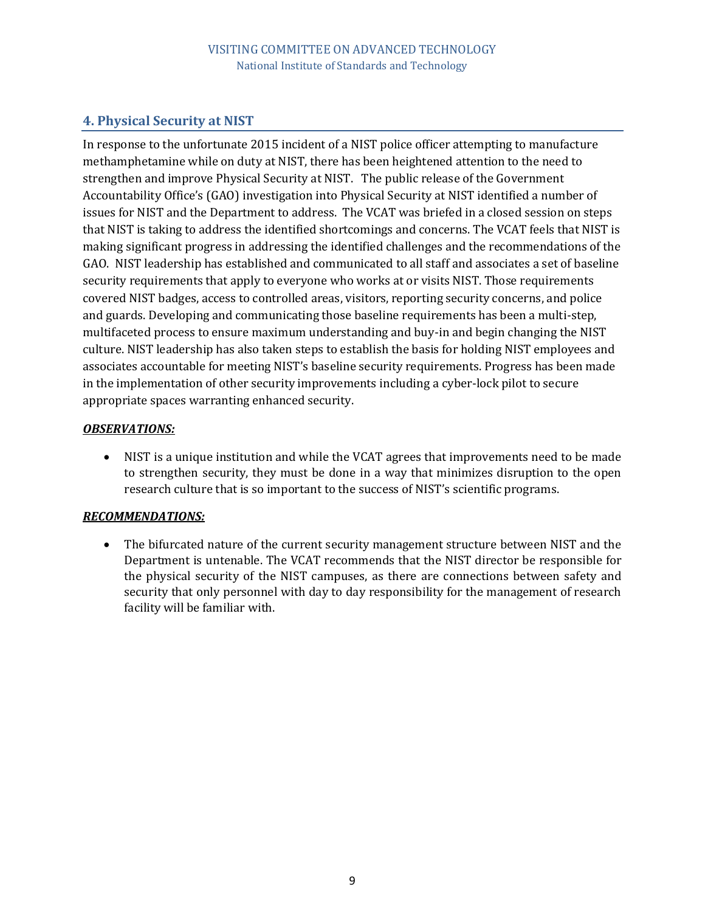## 4. Physical Security at NIST

In response to the unfortunate 2015 incident of a NIST police officer attempting to manufacture methamphetamine while on duty at NIST, there has been heightened attention to the need to strengthen and improve Physical Security at NIST. The public release of the Government Accountability Office's (GAO) investigation into Physical Security at NIST identified a number of issues for NIST and the Department to address. The VCAT was briefed in a closed session on steps that NIST is taking to address the identified shortcomings and concerns. The VCAT feels that NIST is making significant progress in addressing the identified challenges and the recommendations of the GAO. NIST leadership has established and communicated to all staff and associates a set of baseline security requirements that apply to everyone who works at or visits NIST. Those requirements covered NIST badges, access to controlled areas, visitors, reporting security concerns, and police and guards. Developing and communicating those baseline requirements has been a multi-step, multifaceted process to ensure maximum understanding and buy-in and begin changing the NIST culture. NIST leadership has also taken steps to establish the basis for holding NIST employees and associates accountable for meeting NIST's baseline security requirements. Progress has been made in the implementation of other security improvements including a cyber-lock pilot to secure appropriate spaces warranting enhanced security.

***OBSERVATIONS:***

- NIST is a unique institution and while the VCAT agrees that improvements need to be made to strengthen security, they must be done in a way that minimizes disruption to the open research culture that is so important to the success of NIST's scientific programs.

***RECOMMENDATIONS:***

- The bifurcated nature of the current security management structure between NIST and the Department is untenable. The VCAT recommends that the NIST director be responsible for the physical security of the NIST campuses, as there are connections between safety and security that only personnel with day to day responsibility for the management of research facility will be familiar with.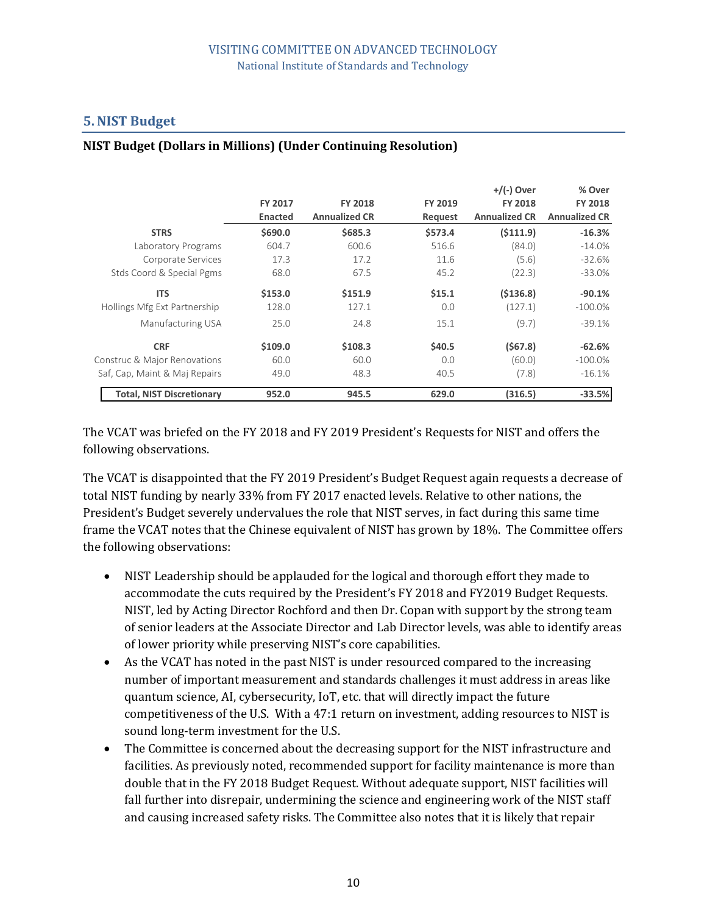## 5. NIST Budget

**NIST Budget (Dollars in Millions) (Under Continuing Resolution)**

| | FY 2017 Enacted | FY 2018 Annualized CR | FY 2019 Request | +/(-) Over FY 2018 Annualized CR | % Over FY 2018 Annualized CR |
|---|---|---|---|---|---|
| **STRS** | **$690.0** | **$685.3** | **$573.4** | **($111.9)** | **-16.3%** |
| Laboratory Programs | 604.7 | 600.6 | 516.6 | (84.0) | -14.0% |
| Corporate Services | 17.3 | 17.2 | 11.6 | (5.6) | -32.6% |
| Stds Coord & Special Pgms | 68.0 | 67.5 | 45.2 | (22.3) | -33.0% |
| **ITS** | **$153.0** | **$151.9** | **$15.1** | **($136.8)** | **-90.1%** |
| Hollings Mfg Ext Partnership | 128.0 | 127.1 | 0.0 | (127.1) | -100.0% |
| Manufacturing USA | 25.0 | 24.8 | 15.1 | (9.7) | -39.1% |
| **CRF** | **$109.0** | **$108.3** | **$40.5** | **($67.8)** | **-62.6%** |
| Construc & Major Renovations | 60.0 | 60.0 | 0.0 | (60.0) | -100.0% |
| Saf, Cap, Maint & Maj Repairs | 49.0 | 48.3 | 40.5 | (7.8) | -16.1% |
| **Total, NIST Discretionary** | **952.0** | **945.5** | **629.0** | **(316.5)** | **-33.5%** |

The VCAT was briefed on the FY 2018 and FY 2019 President's Requests for NIST and offers the following observations.

The VCAT is disappointed that the FY 2019 President's Budget Request again requests a decrease of total NIST funding by nearly 33% from FY 2017 enacted levels. Relative to other nations, the President's Budget severely undervalues the role that NIST serves, in fact during this same time frame the VCAT notes that the Chinese equivalent of NIST has grown by 18%. The Committee offers the following observations:

- NIST Leadership should be applauded for the logical and thorough effort they made to accommodate the cuts required by the President's FY 2018 and FY2019 Budget Requests. NIST, led by Acting Director Rochford and then Dr. Copan with support by the strong team of senior leaders at the Associate Director and Lab Director levels, was able to identify areas of lower priority while preserving NIST's core capabilities.
- As the VCAT has noted in the past NIST is under resourced compared to the increasing number of important measurement and standards challenges it must address in areas like quantum science, AI, cybersecurity, IoT, etc. that will directly impact the future competitiveness of the U.S. With a 47:1 return on investment, adding resources to NIST is sound long-term investment for the U.S.
- The Committee is concerned about the decreasing support for the NIST infrastructure and facilities. As previously noted, recommended support for facility maintenance is more than double that in the FY 2018 Budget Request. Without adequate support, NIST facilities will fall further into disrepair, undermining the science and engineering work of the NIST staff and causing increased safety risks. The Committee also notes that it is likely that repair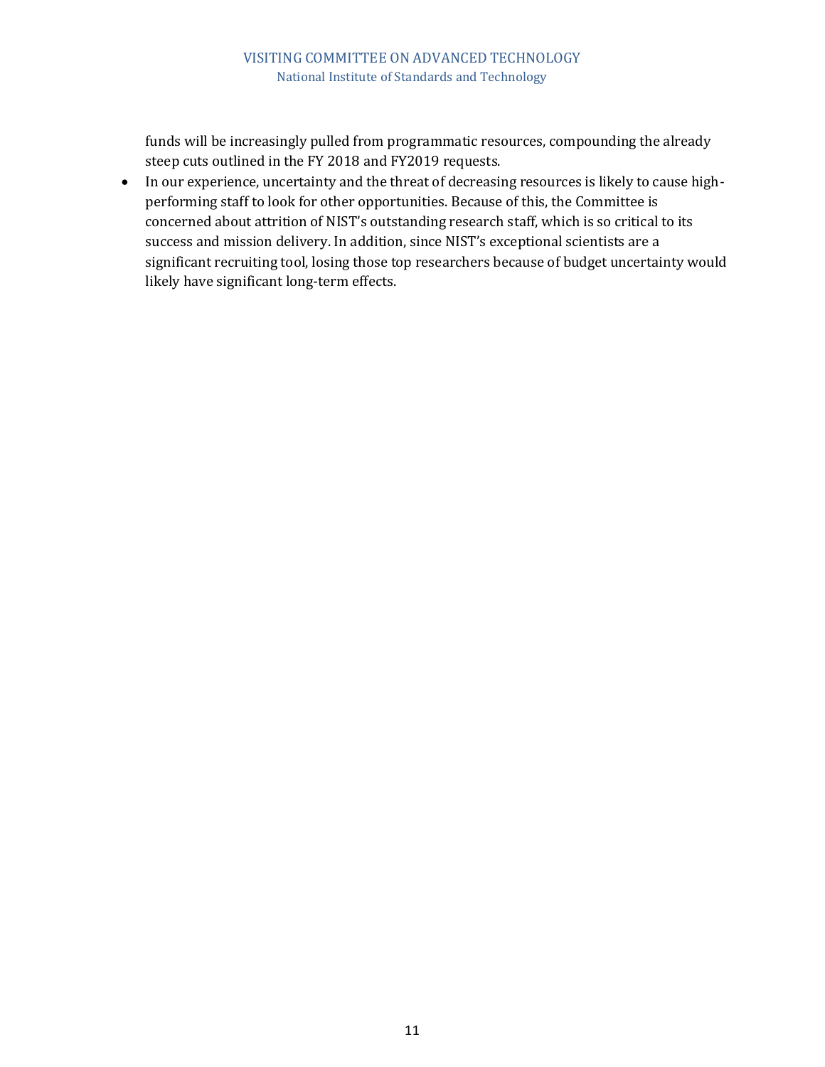funds will be increasingly pulled from programmatic resources, compounding the already steep cuts outlined in the FY 2018 and FY2019 requests.

- In our experience, uncertainty and the threat of decreasing resources is likely to cause high-performing staff to look for other opportunities. Because of this, the Committee is concerned about attrition of NIST's outstanding research staff, which is so critical to its success and mission delivery. In addition, since NIST's exceptional scientists are a significant recruiting tool, losing those top researchers because of budget uncertainty would likely have significant long-term effects.